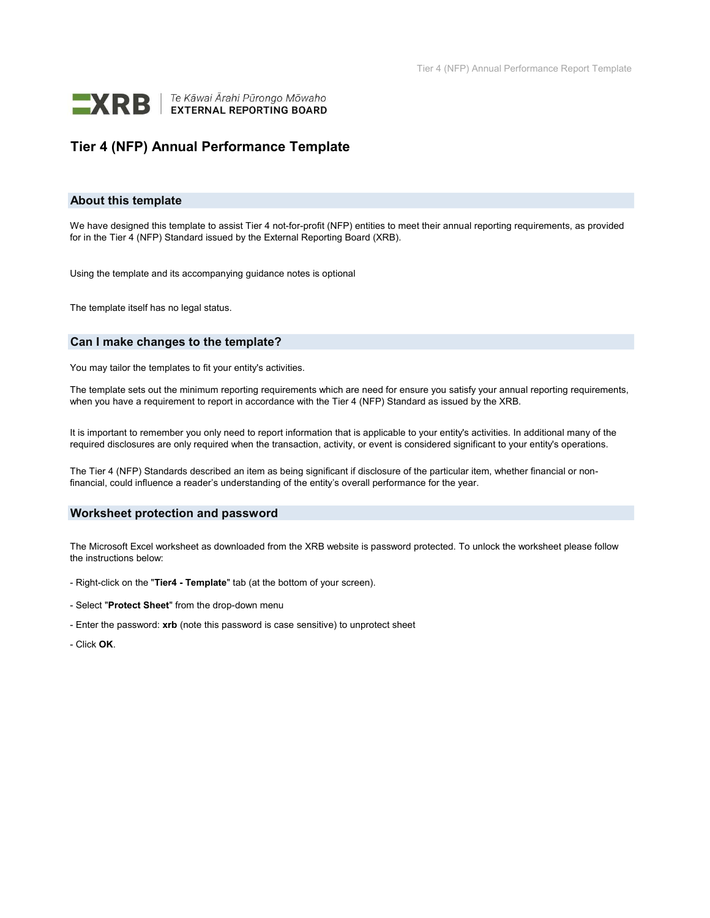Te Kāwai Ārahi Pūrongo Mōwaho
EXTERNAL REPORTING BOARD

# Tier 4 (NFP) Annual Performance Template

## About this template

We have designed this template to assist Tier 4 not-for-profit (NFP) entities to meet their annual reporting requirements, as provided for in the Tier 4 (NFP) Standard issued by the External Reporting Board (XRB).

Using the template and its accompanying guidance notes is optional

The template itself has no legal status.

## Can I make changes to the template?

You may tailor the templates to fit your entity's activities.

The template sets out the minimum reporting requirements which are need for ensure you satisfy your annual reporting requirements, when you have a requirement to report in accordance with the Tier 4 (NFP) Standard as issued by the XRB.

It is important to remember you only need to report information that is applicable to your entity's activities. In additional many of the required disclosures are only required when the transaction, activity, or event is considered significant to your entity's operations.

The Tier 4 (NFP) Standards described an item as being significant if disclosure of the particular item, whether financial or non-financial, could influence a reader's understanding of the entity's overall performance for the year.

## Worksheet protection and password

The Microsoft Excel worksheet as downloaded from the XRB website is password protected. To unlock the worksheet please follow the instructions below:

- Right-click on the "**Tier4 - Template**" tab (at the bottom of your screen).
- Select "**Protect Sheet**" from the drop-down menu
- Enter the password: **xrb** (note this password is case sensitive) to unprotect sheet
- Click **OK**.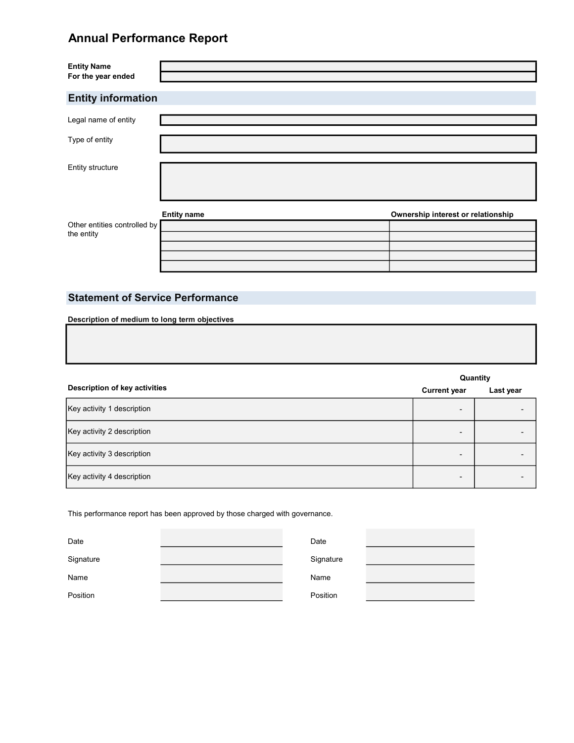# Annual Performance Report

| | |
|---|---|
| **Entity Name** | |
| **For the year ended** | |

## Entity information

| | |
|---|---|
| Legal name of entity | |
| Type of entity | |
| Entity structure | |

Other entities controlled by the entity

| **Entity name** | **Ownership interest or relationship** |
|---|---|
| | |
| | |
| | |
| | |
| | |

## Statement of Service Performance

**Description of medium to long term objectives**

| |
|---|
| |

| **Description of key activities** | **Quantity** | |
|---|---|---|
| | **Current year** | **Last year** |
| Key activity 1 description | - | - |
| Key activity 2 description | - | - |
| Key activity 3 description | - | - |
| Key activity 4 description | - | - |

This performance report has been approved by those charged with governance.

| | | | |
|---|---|---|---|
| Date | | Date | |
| Signature | | Signature | |
| Name | | Name | |
| Position | | Position | |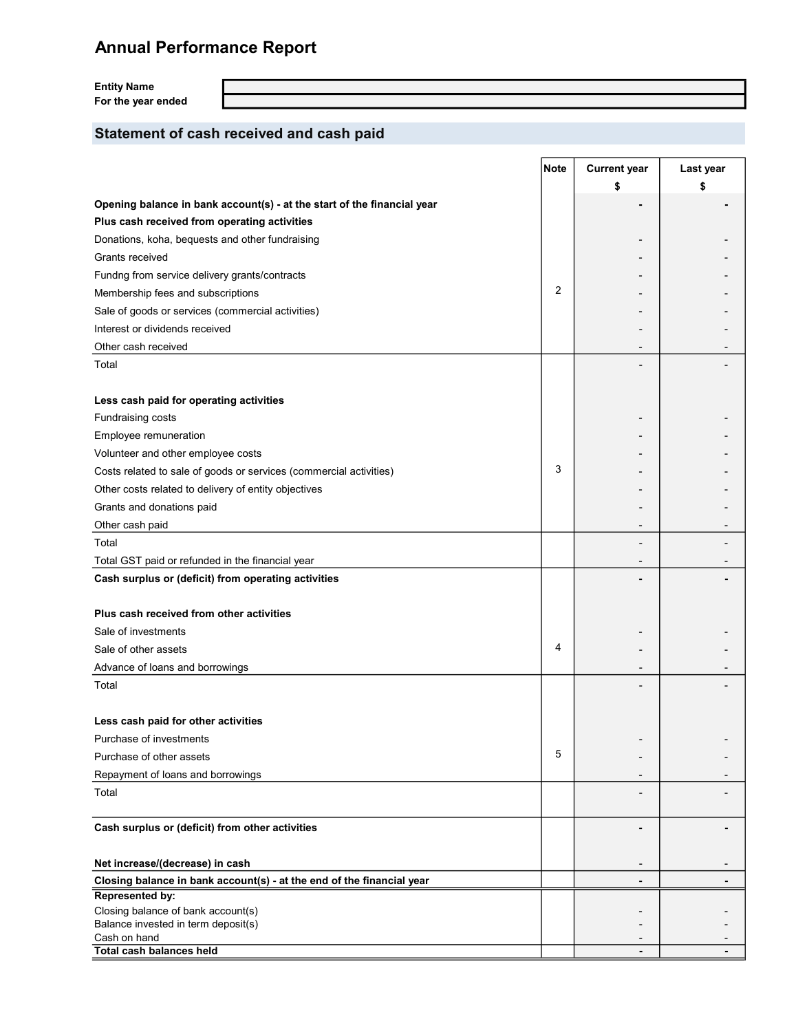# Annual Performance Report

| | |
|---|---|
| **Entity Name** | |
| **For the year ended** | |

## Statement of cash received and cash paid

| | Note | Current year $ | Last year $ |
|---|---|---|---|
| **Opening balance in bank account(s) - at the start of the financial year** | | **-** | **-** |
| **Plus cash received from operating activities** | | | |
| Donations, koha, bequests and other fundraising | | - | - |
| Grants received | | - | - |
| Fundng from service delivery grants/contracts | | - | - |
| Membership fees and subscriptions | 2 | - | - |
| Sale of goods or services (commercial activities) | | - | - |
| Interest or dividends received | | - | - |
| Other cash received | | - | - |
| Total | | - | - |
| | | | |
| **Less cash paid for operating activities** | | | |
| Fundraising costs | | - | - |
| Employee remuneration | | - | - |
| Volunteer and other employee costs | | - | - |
| Costs related to sale of goods or services (commercial activities) | 3 | - | - |
| Other costs related to delivery of entity objectives | | - | - |
| Grants and donations paid | | - | - |
| Other cash paid | | - | - |
| Total | | - | - |
| Total GST paid or refunded in the financial year | | - | - |
| **Cash surplus or (deficit) from operating activities** | | **-** | **-** |
| | | | |
| **Plus cash received from other activities** | | | |
| Sale of investments | | - | - |
| Sale of other assets | 4 | - | - |
| Advance of loans and borrowings | | - | - |
| Total | | - | - |
| | | | |
| **Less cash paid for other activities** | | | |
| Purchase of investments | | - | - |
| Purchase of other assets | 5 | - | - |
| Repayment of loans and borrowings | | - | - |
| Total | | - | - |
| | | | |
| **Cash surplus or (deficit) from other activities** | | **-** | **-** |
| | | | |
| **Net increase/(decrease) in cash** | | - | - |
| **Closing balance in bank account(s) - at the end of the financial year** | | **-** | **-** |
| **Represented by:** | | | |
| Closing balance of bank account(s) | | - | - |
| Balance invested in term deposit(s) | | - | - |
| Cash on hand | | - | - |
| **Total cash balances held** | | **-** | **-** |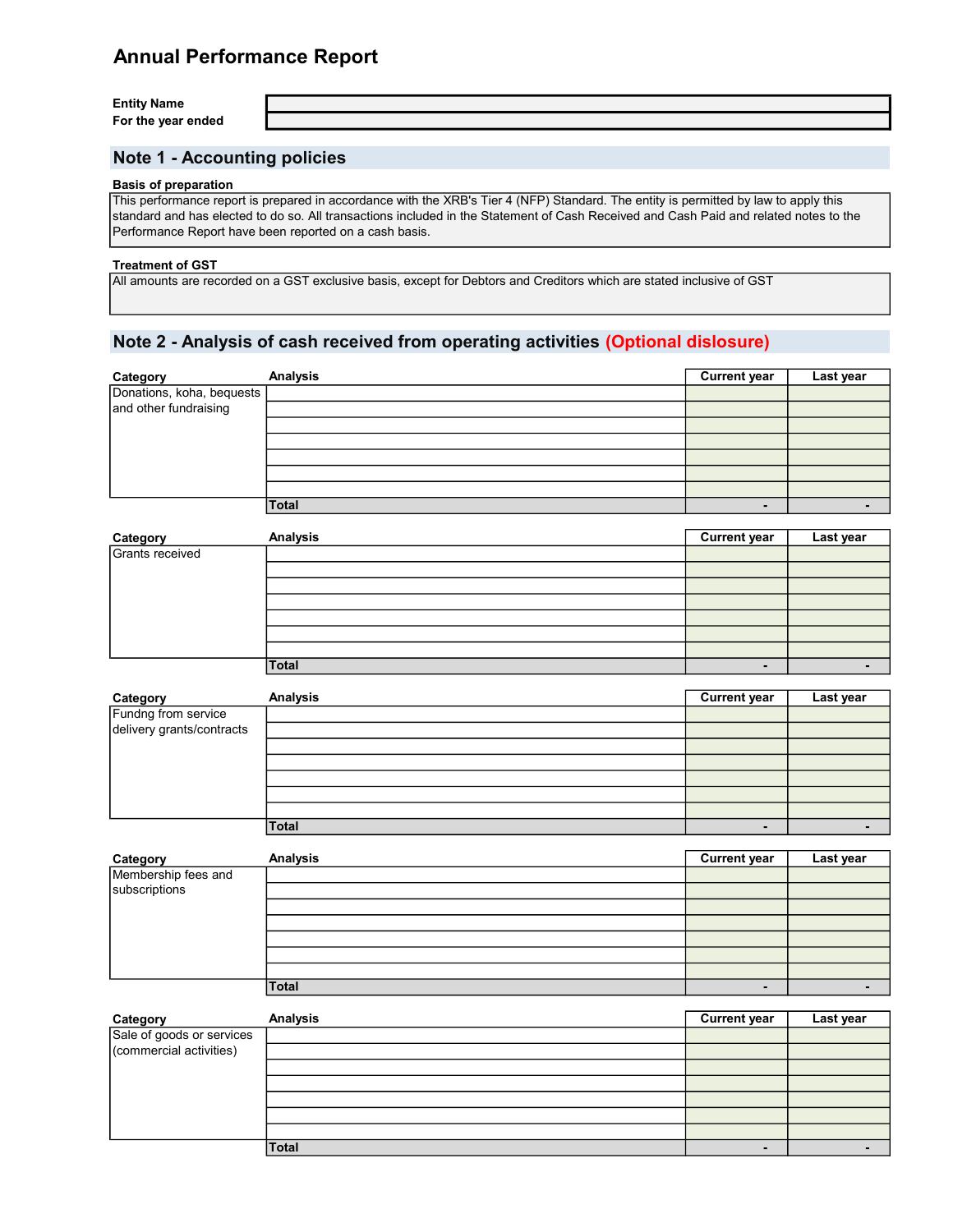# Annual Performance Report

| | |
|---|---|
| **Entity Name** | |
| **For the year ended** | |

## Note 1 - Accounting policies

**Basis of preparation**

This performance report is prepared in accordance with the XRB's Tier 4 (NFP) Standard. The entity is permitted by law to apply this standard and has elected to do so. All transactions included in the Statement of Cash Received and Cash Paid and related notes to the Performance Report have been reported on a cash basis.

**Treatment of GST**

All amounts are recorded on a GST exclusive basis, except for Debtors and Creditors which are stated inclusive of GST

## Note 2 - Analysis of cash received from operating activities (Optional dislosure)

| Category | Analysis | Current year | Last year |
|---|---|---|---|
| Donations, koha, bequests and other fundraising | | | |
| | | | |
| | | | |
| | | | |
| | | | |
| | | | |
| | | | |
| | Total | - | - |

| Category | Analysis | Current year | Last year |
|---|---|---|---|
| Grants received | | | |
| | | | |
| | | | |
| | | | |
| | | | |
| | | | |
| | | | |
| | Total | - | - |

| Category | Analysis | Current year | Last year |
|---|---|---|---|
| Fundng from service delivery grants/contracts | | | |
| | | | |
| | | | |
| | | | |
| | | | |
| | | | |
| | | | |
| | Total | - | - |

| Category | Analysis | Current year | Last year |
|---|---|---|---|
| Membership fees and subscriptions | | | |
| | | | |
| | | | |
| | | | |
| | | | |
| | | | |
| | | | |
| | Total | - | - |

| Category | Analysis | Current year | Last year |
|---|---|---|---|
| Sale of goods or services (commercial activities) | | | |
| | | | |
| | | | |
| | | | |
| | | | |
| | | | |
| | | | |
| | Total | - | - |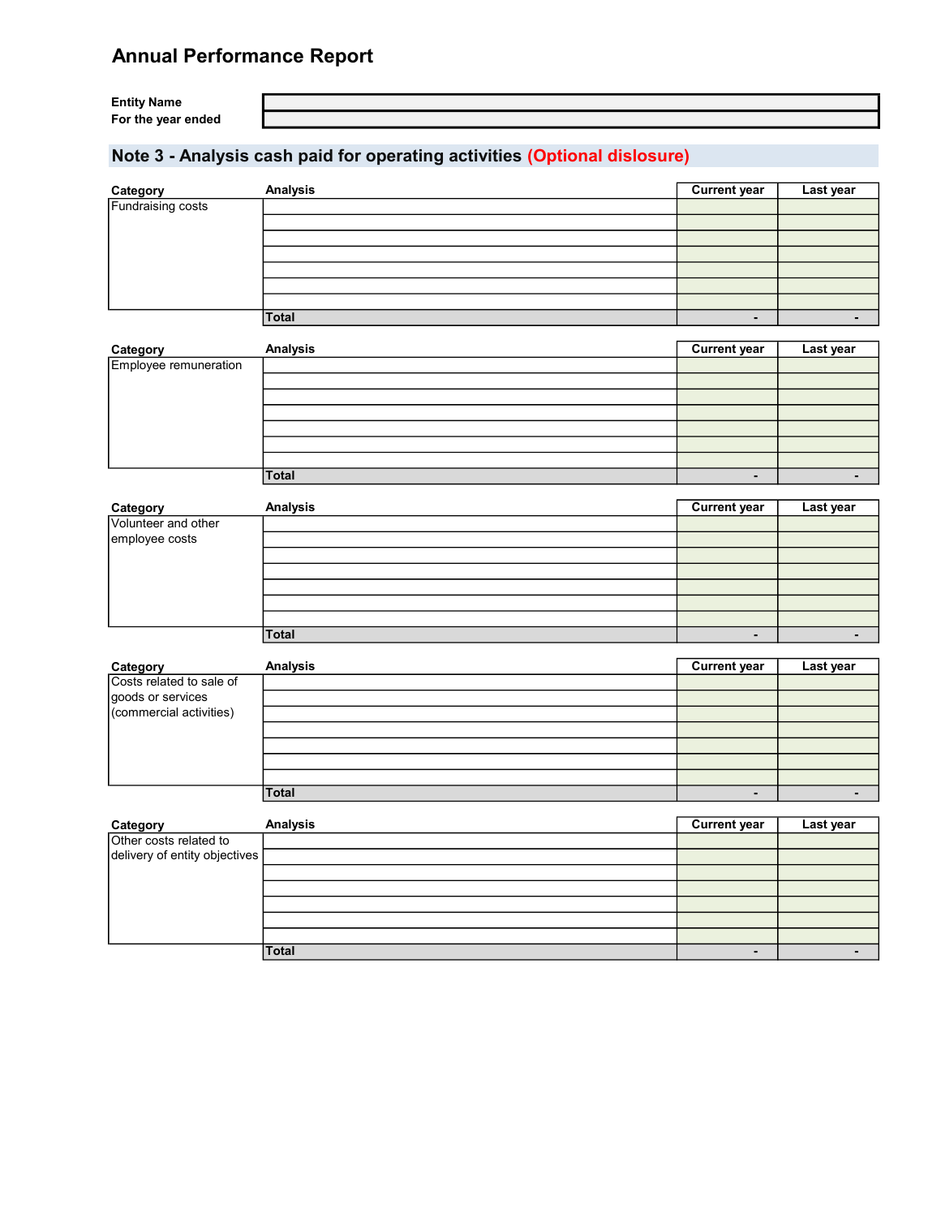# Annual Performance Report

**Entity Name**

**For the year ended**

## Note 3 - Analysis cash paid for operating activities (Optional dislosure)

| Category | Analysis | Current year | Last year |
|---|---|---|---|
| Fundraising costs | | | |
| | | | |
| | | | |
| | | | |
| | | | |
| | | | |
| | | | |
| | **Total** | - | - |

| Category | Analysis | Current year | Last year |
|---|---|---|---|
| Employee remuneration | | | |
| | | | |
| | | | |
| | | | |
| | | | |
| | | | |
| | | | |
| | **Total** | - | - |

| Category | Analysis | Current year | Last year |
|---|---|---|---|
| Volunteer and other employee costs | | | |
| | | | |
| | | | |
| | | | |
| | | | |
| | | | |
| | | | |
| | **Total** | - | - |

| Category | Analysis | Current year | Last year |
|---|---|---|---|
| Costs related to sale of goods or services (commercial activities) | | | |
| | | | |
| | | | |
| | | | |
| | | | |
| | | | |
| | | | |
| | **Total** | - | - |

| Category | Analysis | Current year | Last year |
|---|---|---|---|
| Other costs related to delivery of entity objectives | | | |
| | | | |
| | | | |
| | | | |
| | | | |
| | | | |
| | | | |
| | **Total** | - | - |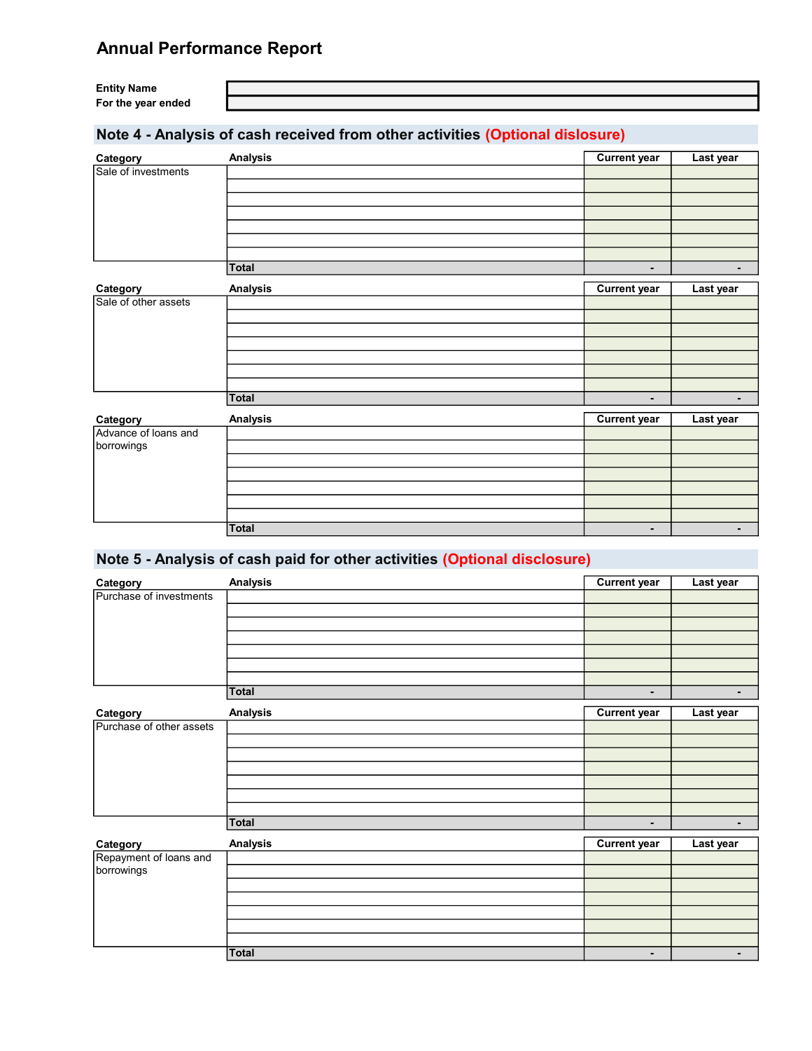# Annual Performance Report

| | |
|---|---|
| **Entity Name** | |
| **For the year ended** | |

## Note 4 - Analysis of cash received from other activities (Optional dislosure)

| Category | Analysis | Current year | Last year |
|---|---|---|---|
| Sale of investments | | | |
| | | | |
| | | | |
| | | | |
| | | | |
| | | | |
| | | | |
| | **Total** | - | - |

| Category | Analysis | Current year | Last year |
|---|---|---|---|
| Sale of other assets | | | |
| | | | |
| | | | |
| | | | |
| | | | |
| | | | |
| | | | |
| | **Total** | - | - |

| Category | Analysis | Current year | Last year |
|---|---|---|---|
| Advance of loans and borrowings | | | |
| | | | |
| | | | |
| | | | |
| | | | |
| | | | |
| | | | |
| | **Total** | - | - |

## Note 5 - Analysis of cash paid for other activities (Optional disclosure)

| Category | Analysis | Current year | Last year |
|---|---|---|---|
| Purchase of investments | | | |
| | | | |
| | | | |
| | | | |
| | | | |
| | | | |
| | | | |
| | **Total** | - | - |

| Category | Analysis | Current year | Last year |
|---|---|---|---|
| Purchase of other assets | | | |
| | | | |
| | | | |
| | | | |
| | | | |
| | | | |
| | | | |
| | **Total** | - | - |

| Category | Analysis | Current year | Last year |
|---|---|---|---|
| Repayment of loans and borrowings | | | |
| | | | |
| | | | |
| | | | |
| | | | |
| | | | |
| | | | |
| | **Total** | - | - |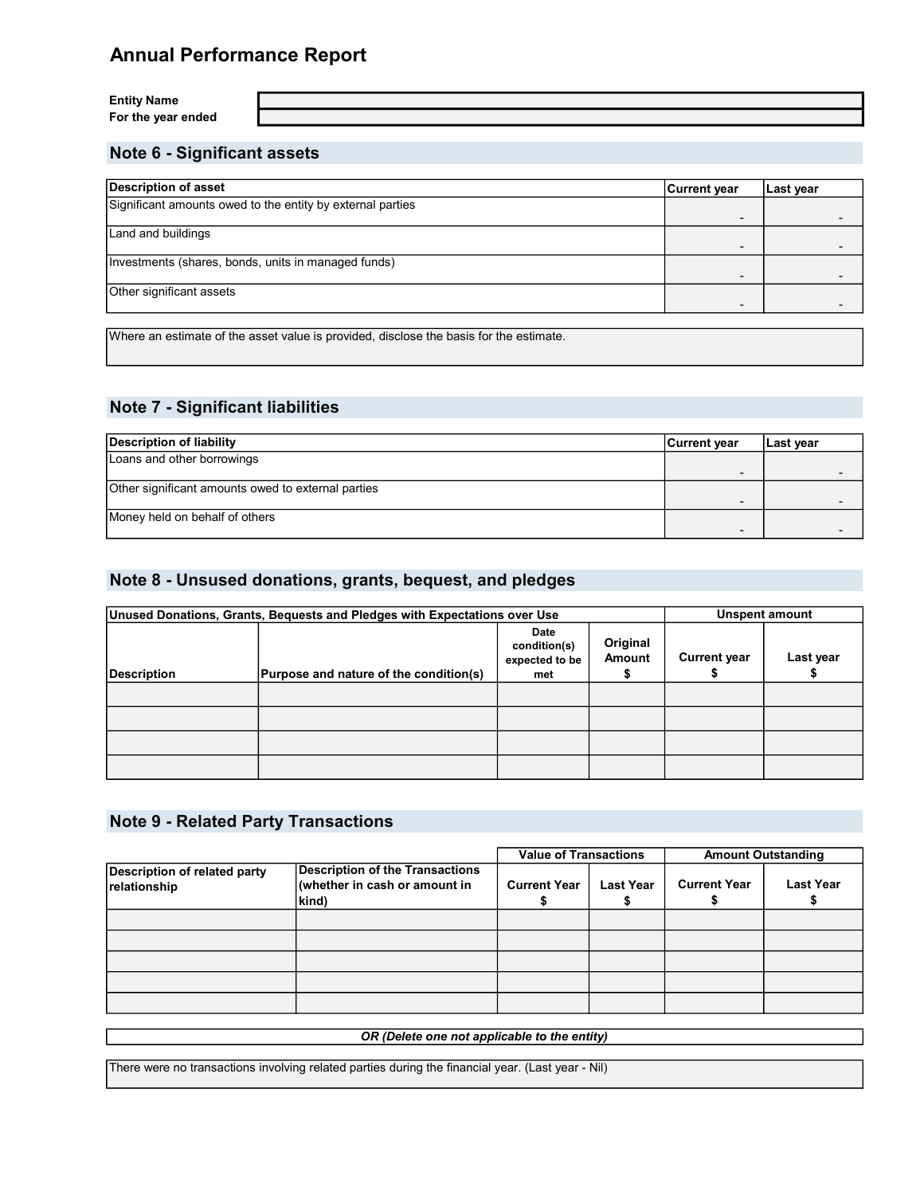# Annual Performance Report

| | |
|---|---|
| **Entity Name** | |
| **For the year ended** | |

## Note 6 - Significant assets

| Description of asset | Current year | Last year |
|---|---|---|
| Significant amounts owed to the entity by external parties | - | - |
| Land and buildings | - | - |
| Investments (shares, bonds, units in managed funds) | - | - |
| Other significant assets | - | - |

Where an estimate of the asset value is provided, disclose the basis for the estimate.

## Note 7 - Significant liabilities

| Description of liability | Current year | Last year |
|---|---|---|
| Loans and other borrowings | - | - |
| Other significant amounts owed to external parties | - | - |
| Money held on behalf of others | - | - |

## Note 8 - Unused donations, grants, bequest, and pledges

| Unused Donations, Grants, Bequests and Pledges with Expectations over Use | | | | Unspent amount | |
|---|---|---|---|---|---|
| **Description** | **Purpose and nature of the condition(s)** | **Date condition(s) expected to be met** | **Original Amount $** | **Current year $** | **Last year $** |
| | | | | | |
| | | | | | |
| | | | | | |
| | | | | | |

## Note 9 - Related Party Transactions

| | | Value of Transactions | | Amount Outstanding | |
|---|---|---|---|---|---|
| **Description of related party relationship** | **Description of the Transactions (whether in cash or amount in kind)** | **Current Year $** | **Last Year $** | **Current Year $** | **Last Year $** |
| | | | | | |
| | | | | | |
| | | | | | |
| | | | | | |
| | | | | | |

***OR (Delete one not applicable to the entity)***

There were no transactions involving related parties during the financial year. (Last year - Nil)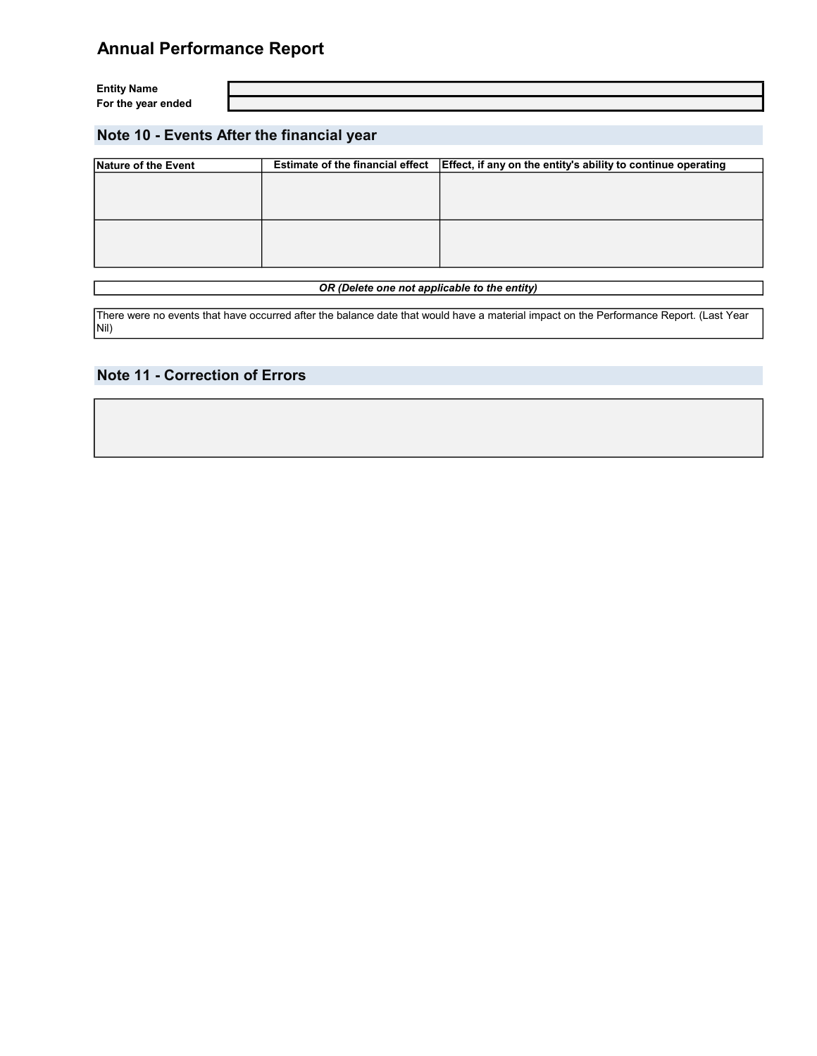# Annual Performance Report

| | |
|---|---|
| **Entity Name** | |
| **For the year ended** | |

## Note 10 - Events After the financial year

| **Nature of the Event** | **Estimate of the financial effect** | **Effect, if any on the entity's ability to continue operating** |
|---|---|---|
| | | |
| | | |

***OR (Delete one not applicable to the entity)***

There were no events that have occurred after the balance date that would have a material impact on the Performance Report. (Last Year Nil)

## Note 11 - Correction of Errors